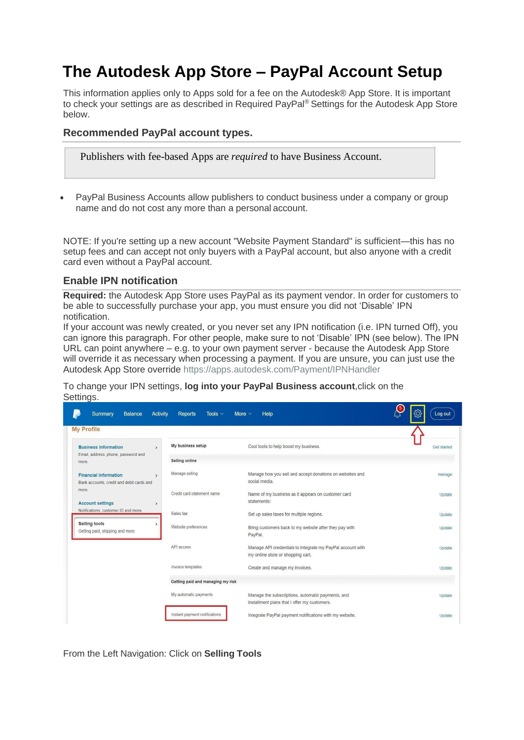# The Autodesk App Store – PayPal Account Setup

This information applies only to Apps sold for a fee on the Autodesk® App Store. It is important to check your settings are as described in Required PayPal® Settings for the Autodesk App Store below.

## Recommended PayPal account types.

> Publishers with fee-based Apps are *required* to have Business Account.

- PayPal Business Accounts allow publishers to conduct business under a company or group name and do not cost any more than a personal account.

NOTE: If you're setting up a new account "Website Payment Standard" is sufficient—this has no setup fees and can accept not only buyers with a PayPal account, but also anyone with a credit card even without a PayPal account.

## Enable IPN notification

**Required:** the Autodesk App Store uses PayPal as its payment vendor. In order for customers to be able to successfully purchase your app, you must ensure you did not 'Disable' IPN notification.

If your account was newly created, or you never set any IPN notification (i.e. IPN turned Off), you can ignore this paragraph. For other people, make sure to not 'Disable' IPN (see below). The IPN URL can point anywhere – e.g. to your own payment server - because the Autodesk App Store will override it as necessary when processing a payment. If you are unsure, you can just use the Autodesk App Store override https://apps.autodesk.com/Payment/IPNHandler

To change your IPN settings, **log into your PayPal Business account**,click on the Settings.

From the Left Navigation: Click on **Selling Tools**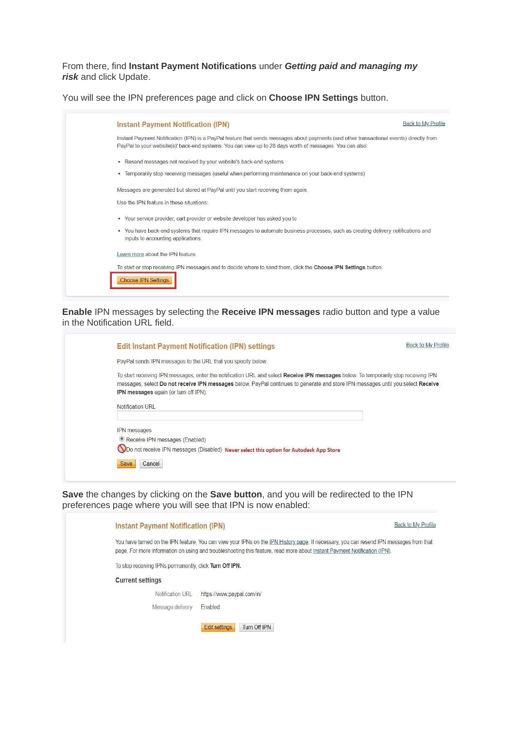From there, find **Instant Payment Notifications** under ***Getting paid and managing my risk*** and click Update.

You will see the IPN preferences page and click on **Choose IPN Settings** button.

**Instant Payment Notification (IPN)** — Back to My Profile

Instant Payment Notification (IPN) is a PayPal feature that sends messages about payments (and other transactional events) directly from PayPal to your website(s)' back-end systems. You can view up to 28 days worth of messages. You can also:

- Resend messages not received by your website's back-end systems
- Temporarily stop receiving messages (useful when performing maintenance on your back-end systems)

Messages are generated but stored at PayPal until you start receiving them again.

Use the IPN feature in these situations:

- Your service provider, cart provider or website developer has asked you to
- You have back-end systems that require IPN messages to automate business processes, such as creating delivery notifications and inputs to accounting applications.

Learn more about the IPN feature.

To start or stop receiving IPN messages and to decide where to send them, click the **Choose IPN Settings** button.

[Choose IPN Settings]

**Enable** IPN messages by selecting the **Receive IPN messages** radio button and type a value in the Notification URL field.

**Edit Instant Payment Notification (IPN) settings** — Back to My Profile

PayPal sends IPN messages to the URL that you specify below.

To start receiving IPN messages, enter the notification URL and select **Receive IPN messages** below. To temporarily stop receiving IPN messages, select **Do not receive IPN messages** below. PayPal continues to generate and store IPN messages until you select **Receive IPN messages** again (or turn off IPN).

Notification URL

IPN messages

- Receive IPN messages (Enabled)
- Do not receive IPN messages (Disabled) **Never select this option for Autodesk App Store**

[Save] [Cancel]

**Save** the changes by clicking on the **Save button**, and you will be redirected to the IPN preferences page where you will see that IPN is now enabled:

**Instant Payment Notification (IPN)** — Back to My Profile

You have turned on the IPN feature. You can view your IPNs on the IPN History page. If necessary, you can resend IPN messages from that page. For more information on using and troubleshooting this feature, read more about Instant Payment Notification (IPN).

To stop receiving IPNs permanently, click **Turn Off IPN.**

**Current settings**

| | |
|---|---|
| Notification URL | https://www.paypal.com/in/ |
| Message delivery | Enabled |

[Edit settings] [Turn Off IPN]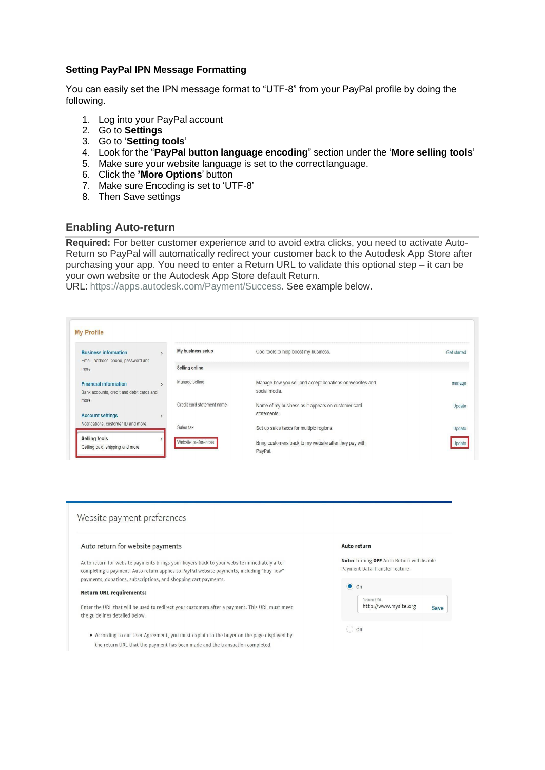### Setting PayPal IPN Message Formatting

You can easily set the IPN message format to “UTF-8” from your PayPal profile by doing the following.

1. Log into your PayPal account
2. Go to **Settings**
3. Go to ‘**Setting tools**’
4. Look for the “**PayPal button language encoding**” section under the ‘**More selling tools**’
5. Make sure your website language is set to the correct language.
6. Click the ’**More Options**’ button
7. Make sure Encoding is set to ‘UTF-8’
8. Then Save settings

## Enabling Auto-return

**Required:** For better customer experience and to avoid extra clicks, you need to activate Auto-Return so PayPal will automatically redirect your customer back to the Autodesk App Store after purchasing your app. You need to enter a Return URL to validate this optional step – it can be your own website or the Autodesk App Store default Return.
URL: https://apps.autodesk.com/Payment/Success. See example below.

**My Profile**

| | | | |
|---|---|---|---|
| **Business information** Email, address, phone, password and more. | My business setup | Cool tools to help boost my business. | Get started |
| **Financial information** Bank accounts, credit and debit cards and more. | **Selling online** | | |
| **Account settings** Notifications, customer ID and more. | Manage selling | Manage how you sell and accept donations on websites and social media. | manage |
| **Selling tools** Getting paid, shipping and more. | Credit card statement name | Name of my business as it appears on customer card statements. | Update |
| | Sales tax | Set up sales taxes for multiple regions. | Update |
| | Website preferences | Bring customers back to my website after they pay with PayPal. | Update |

Website payment preferences

Auto return for website payments

Auto return for website payments brings your buyers back to your website immediately after completing a payment. Auto return applies to PayPal website payments, including "buy now" payments, donations, subscriptions, and shopping cart payments.

**Return URL requirements:**

Enter the URL that will be used to redirect your customers after a payment. This URL must meet the guidelines detailed below.

- According to our User Agreement, you must explain to the buyer on the page displayed by the return URL that the payment has been made and the transaction completed.

**Auto return**

**Note:** Turning **OFF** Auto Return will disable Payment Data Transfer feature.

- On
  Return URL: http://www.mysite.org Save
- Off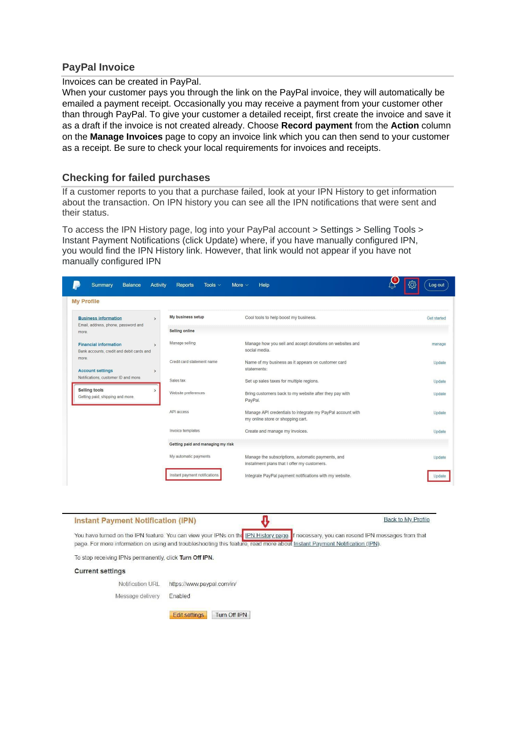## PayPal Invoice

Invoices can be created in PayPal.
When your customer pays you through the link on the PayPal invoice, they will automatically be emailed a payment receipt. Occasionally you may receive a payment from your customer other than through PayPal. To give your customer a detailed receipt, first create the invoice and save it as a draft if the invoice is not created already. Choose **Record payment** from the **Action** column on the **Manage Invoices** page to copy an invoice link which you can then send to your customer as a receipt. Be sure to check your local requirements for invoices and receipts.

## Checking for failed purchases

If a customer reports to you that a purchase failed, look at your IPN History to get information about the transaction. On IPN history you can see all the IPN notifications that were sent and their status.

To access the IPN History page, log into your PayPal account > Settings > Selling Tools > Instant Payment Notifications (click Update) where, if you have manually configured IPN, you would find the IPN History link. However, that link would not appear if you have not manually configured IPN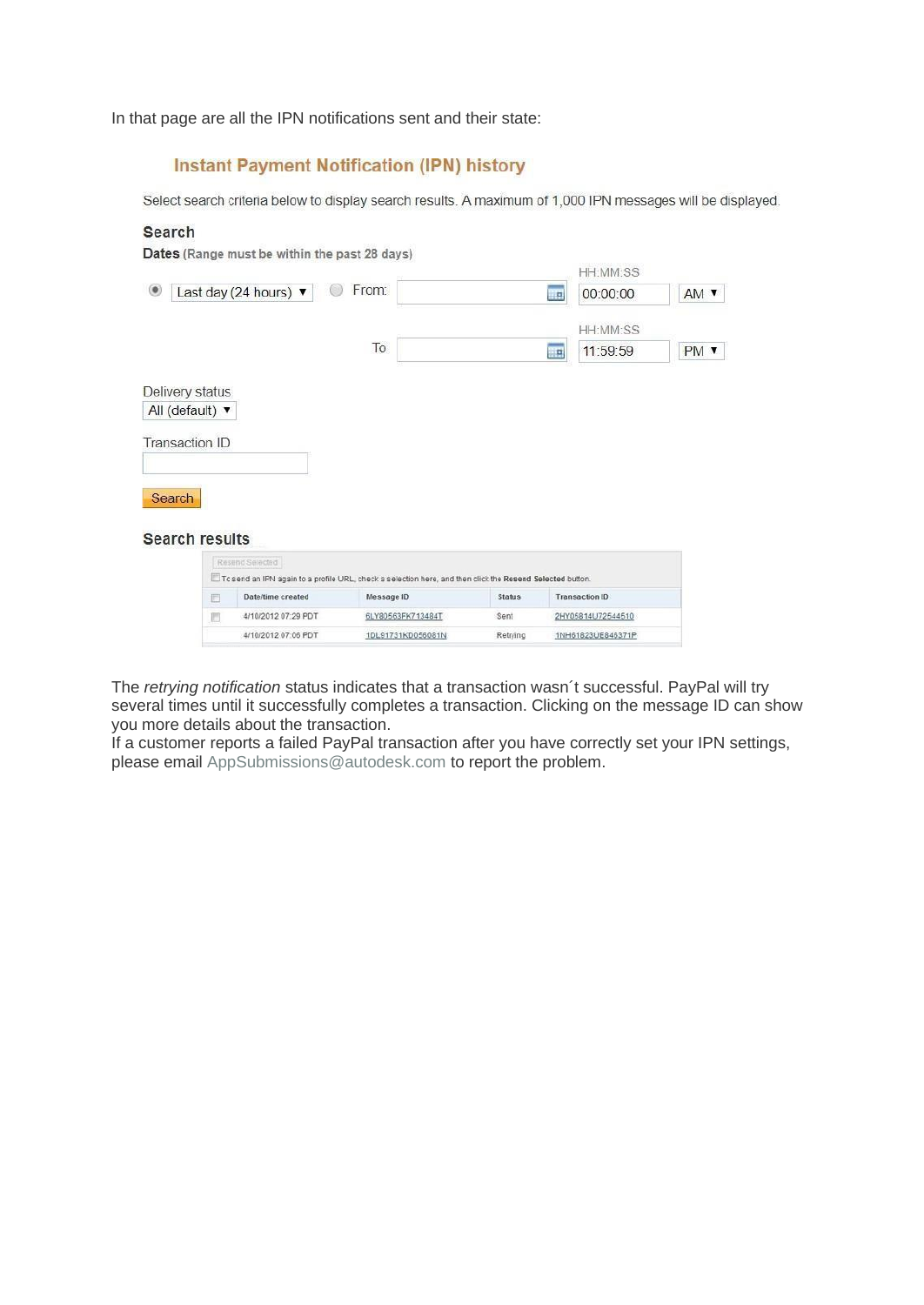In that page are all the IPN notifications sent and their state:

## Instant Payment Notification (IPN) history

Select search criteria below to display search results. A maximum of 1,000 IPN messages will be displayed.

**Search**

**Dates** (Range must be within the past 28 days)

Last day (24 hours) ▼ From: HH:MM:SS 00:00:00 AM ▼

To HH:MM:SS 11:59:59 PM ▼

Delivery status

All (default) ▼

Transaction ID

Search

**Search results**

Resend Selected

To send an IPN again to a profile URL, check a selection here, and then click the **Resend Selected** button.

| | Date/time created | Message ID | Status | Transaction ID |
|---|---|---|---|---|
| | 4/10/2012 07:29 PDT | 6LY80563FK713484T | Sent | 2HY05814U72544510 |
| | 4/10/2012 07:06 PDT | 1DL91731KD056081N | Retrying | 1NH61823UE849371P |

The *retrying notification* status indicates that a transaction wasn´t successful. PayPal will try several times until it successfully completes a transaction. Clicking on the message ID can show you more details about the transaction.
If a customer reports a failed PayPal transaction after you have correctly set your IPN settings, please email AppSubmissions@autodesk.com to report the problem.